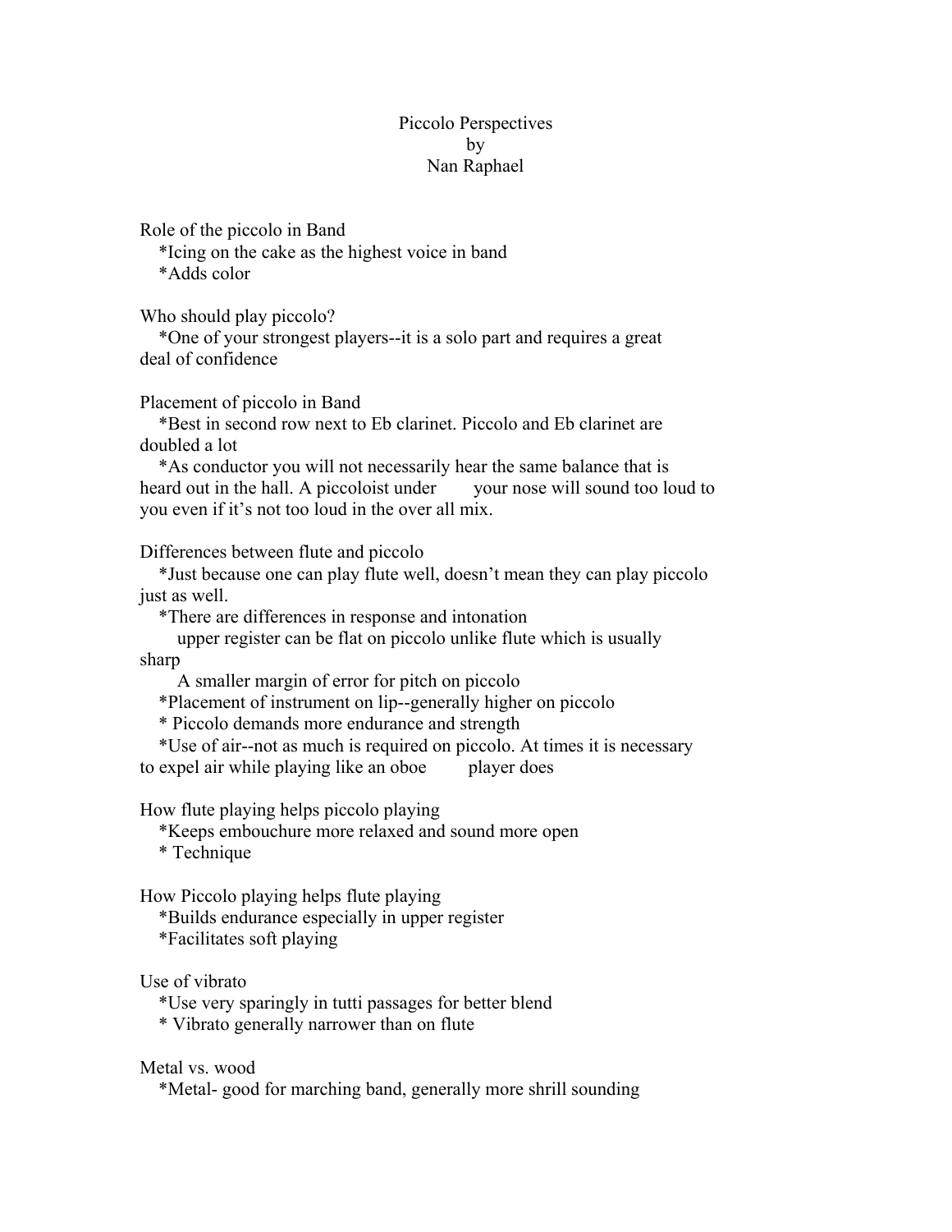# Piccolo Perspectives
by
Nan Raphael

## Role of the piccolo in Band

*Icing on the cake as the highest voice in band
*Adds color

## Who should play piccolo?

*One of your strongest players--it is a solo part and requires a great deal of confidence

## Placement of piccolo in Band

*Best in second row next to Eb clarinet. Piccolo and Eb clarinet are doubled a lot
*As conductor you will not necessarily hear the same balance that is heard out in the hall. A piccoloist under your nose will sound too loud to you even if it's not too loud in the over all mix.

## Differences between flute and piccolo

*Just because one can play flute well, doesn't mean they can play piccolo just as well.
*There are differences in response and intonation
  upper register can be flat on piccolo unlike flute which is usually sharp
  A smaller margin of error for pitch on piccolo
*Placement of instrument on lip--generally higher on piccolo
* Piccolo demands more endurance and strength
*Use of air--not as much is required on piccolo. At times it is necessary to expel air while playing like an oboe player does

## How flute playing helps piccolo playing

*Keeps embouchure more relaxed and sound more open
* Technique

## How Piccolo playing helps flute playing

*Builds endurance especially in upper register
*Facilitates soft playing

## Use of vibrato

*Use very sparingly in tutti passages for better blend
* Vibrato generally narrower than on flute

## Metal vs. wood

*Metal- good for marching band, generally more shrill sounding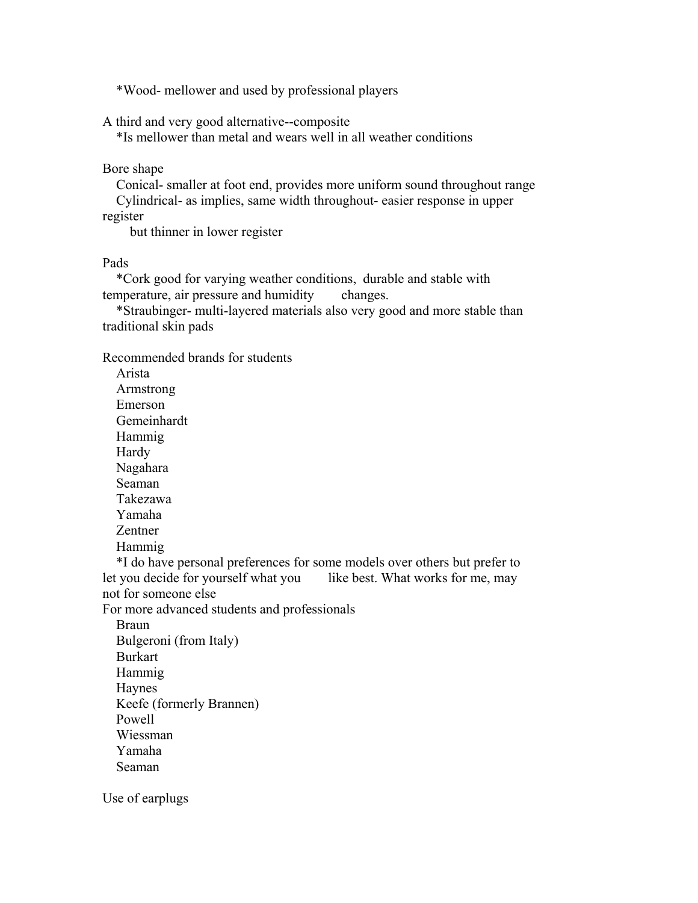*Wood- mellower and used by professional players

A third and very good alternative--composite

*Is mellower than metal and wears well in all weather conditions

Bore shape

Conical- smaller at foot end, provides more uniform sound throughout range

Cylindrical- as implies, same width throughout- easier response in upper register but thinner in lower register

Pads

*Cork good for varying weather conditions, durable and stable with temperature, air pressure and humidity changes.

*Straubinger- multi-layered materials also very good and more stable than traditional skin pads

Recommended brands for students

- Arista
- Armstrong
- Emerson
- Gemeinhardt
- Hammig
- Hardy
- Nagahara
- Seaman
- Takezawa
- Yamaha
- Zentner
- Hammig

*I do have personal preferences for some models over others but prefer to let you decide for yourself what you like best. What works for me, may not for someone else

For more advanced students and professionals

- Braun
- Bulgeroni (from Italy)
- Burkart
- Hammig
- Haynes
- Keefe (formerly Brannen)
- Powell
- Wiessman
- Yamaha
- Seaman

Use of earplugs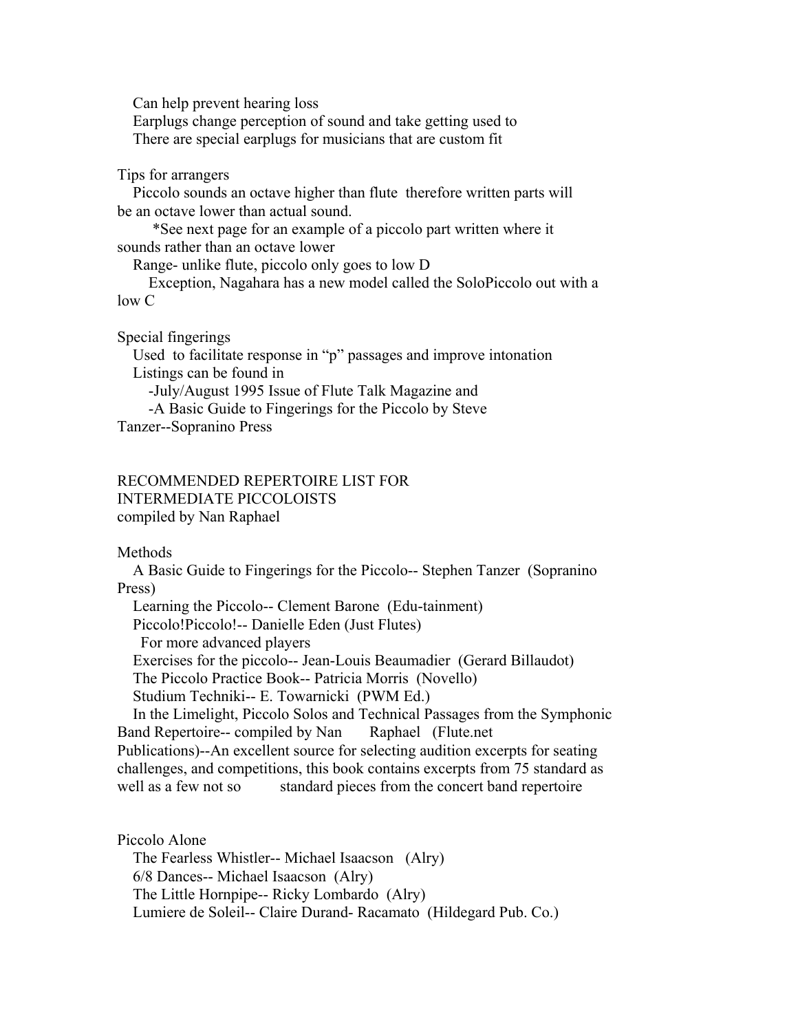Can help prevent hearing loss
Earplugs change perception of sound and take getting used to
There are special earplugs for musicians that are custom fit

Tips for arrangers

Piccolo sounds an octave higher than flute therefore written parts will be an octave lower than actual sound.

*See next page for an example of a piccolo part written where it sounds rather than an octave lower

Range- unlike flute, piccolo only goes to low D

Exception, Nagahara has a new model called the SoloPiccolo out with a low C

Special fingerings

Used to facilitate response in "p" passages and improve intonation

Listings can be found in

-July/August 1995 Issue of Flute Talk Magazine and

-A Basic Guide to Fingerings for the Piccolo by Steve Tanzer--Sopranino Press

RECOMMENDED REPERTOIRE LIST FOR INTERMEDIATE PICCOLOISTS
compiled by Nan Raphael

Methods

A Basic Guide to Fingerings for the Piccolo-- Stephen Tanzer (Sopranino Press)

Learning the Piccolo-- Clement Barone (Edu-tainment)

Piccolo!Piccolo!-- Danielle Eden (Just Flutes)

For more advanced players

Exercises for the piccolo-- Jean-Louis Beaumadier (Gerard Billaudot)

The Piccolo Practice Book-- Patricia Morris (Novello)

Studium Techniki-- E. Towarnicki (PWM Ed.)

In the Limelight, Piccolo Solos and Technical Passages from the Symphonic Band Repertoire-- compiled by Nan Raphael (Flute.net Publications)--An excellent source for selecting audition excerpts for seating challenges, and competitions, this book contains excerpts from 75 standard as well as a few not so standard pieces from the concert band repertoire

Piccolo Alone

The Fearless Whistler-- Michael Isaacson (Alry)

6/8 Dances-- Michael Isaacson (Alry)

The Little Hornpipe-- Ricky Lombardo (Alry)

Lumiere de Soleil-- Claire Durand- Racamato (Hildegard Pub. Co.)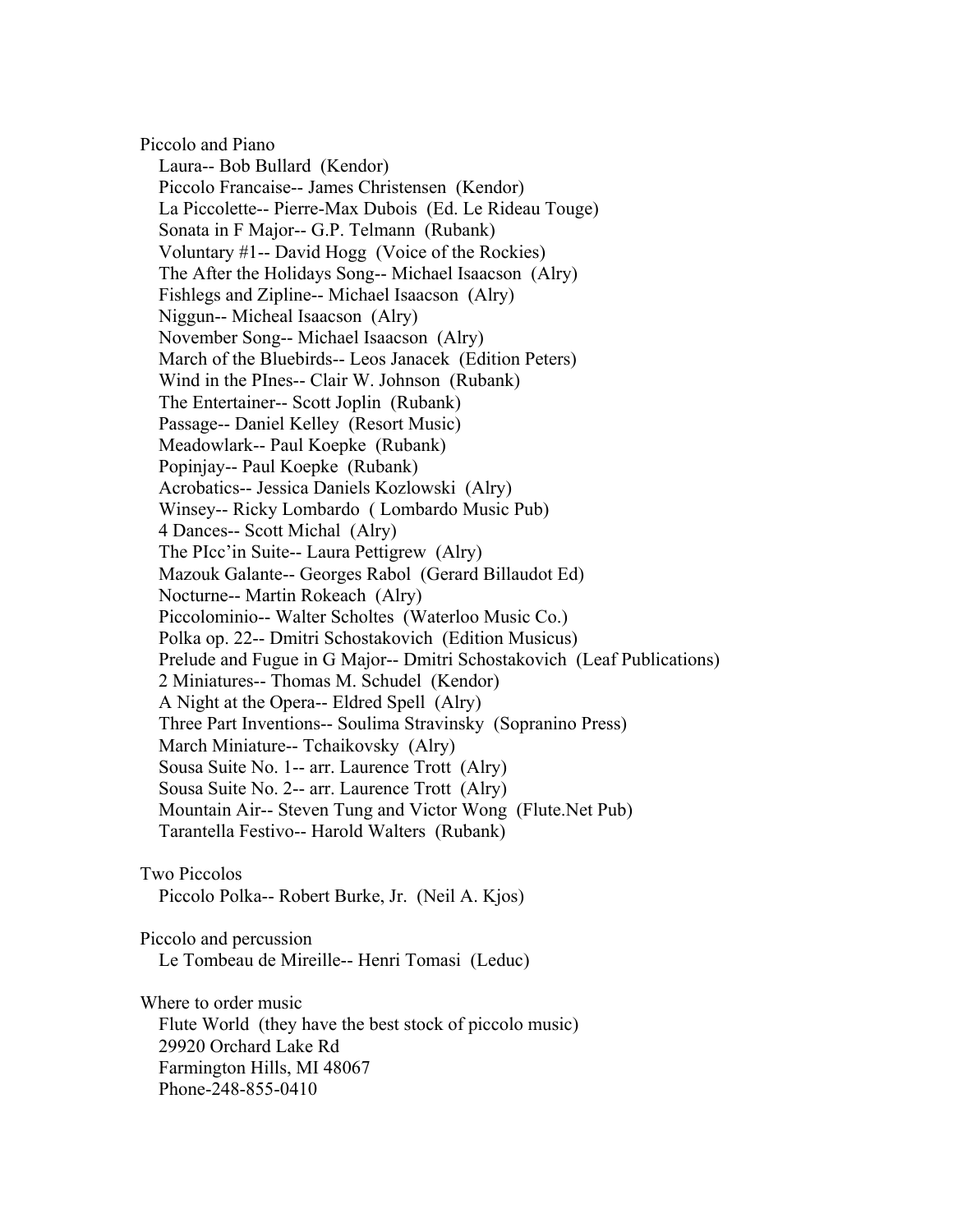Piccolo and Piano

- Laura-- Bob Bullard (Kendor)
- Piccolo Francaise-- James Christensen (Kendor)
- La Piccolette-- Pierre-Max Dubois (Ed. Le Rideau Touge)
- Sonata in F Major-- G.P. Telmann (Rubank)
- Voluntary #1-- David Hogg (Voice of the Rockies)
- The After the Holidays Song-- Michael Isaacson (Alry)
- Fishlegs and Zipline-- Michael Isaacson (Alry)
- Niggun-- Micheal Isaacson (Alry)
- November Song-- Michael Isaacson (Alry)
- March of the Bluebirds-- Leos Janacek (Edition Peters)
- Wind in the PInes-- Clair W. Johnson (Rubank)
- The Entertainer-- Scott Joplin (Rubank)
- Passage-- Daniel Kelley (Resort Music)
- Meadowlark-- Paul Koepke (Rubank)
- Popinjay-- Paul Koepke (Rubank)
- Acrobatics-- Jessica Daniels Kozlowski (Alry)
- Winsey-- Ricky Lombardo ( Lombardo Music Pub)
- 4 Dances-- Scott Michal (Alry)
- The PIcc'in Suite-- Laura Pettigrew (Alry)
- Mazouk Galante-- Georges Rabol (Gerard Billaudot Ed)
- Nocturne-- Martin Rokeach (Alry)
- Piccolominio-- Walter Scholtes (Waterloo Music Co.)
- Polka op. 22-- Dmitri Schostakovich (Edition Musicus)
- Prelude and Fugue in G Major-- Dmitri Schostakovich (Leaf Publications)
- 2 Miniatures-- Thomas M. Schudel (Kendor)
- A Night at the Opera-- Eldred Spell (Alry)
- Three Part Inventions-- Soulima Stravinsky (Sopranino Press)
- March Miniature-- Tchaikovsky (Alry)
- Sousa Suite No. 1-- arr. Laurence Trott (Alry)
- Sousa Suite No. 2-- arr. Laurence Trott (Alry)
- Mountain Air-- Steven Tung and Victor Wong (Flute.Net Pub)
- Tarantella Festivo-- Harold Walters (Rubank)

Two Piccolos

- Piccolo Polka-- Robert Burke, Jr. (Neil A. Kjos)

Piccolo and percussion

- Le Tombeau de Mireille-- Henri Tomasi (Leduc)

Where to order music

Flute World (they have the best stock of piccolo music)
29920 Orchard Lake Rd
Farmington Hills, MI 48067
Phone-248-855-0410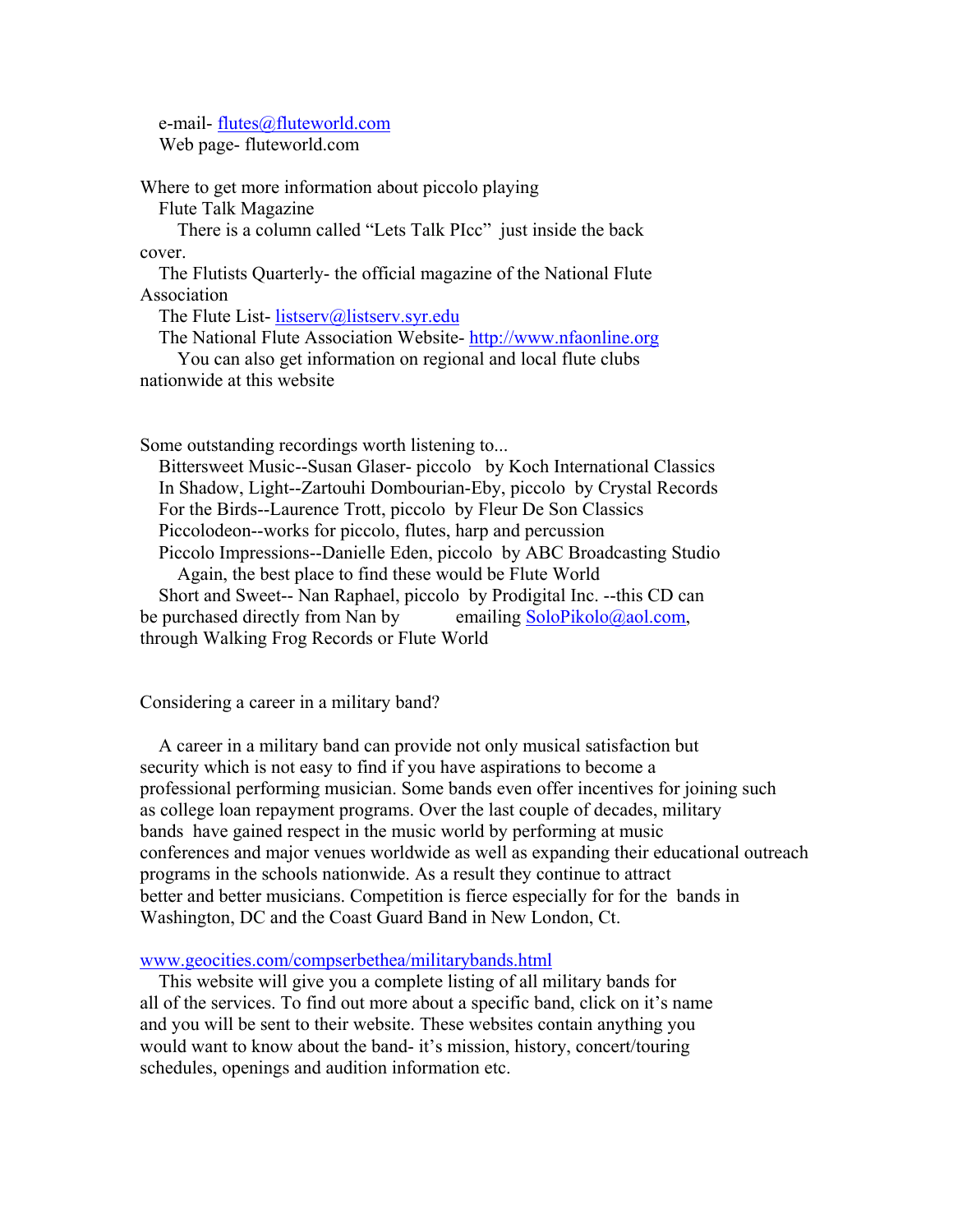e-mail- flutes@fluteworld.com
Web page- fluteworld.com

Where to get more information about piccolo playing

Flute Talk Magazine

There is a column called "Lets Talk PIcc" just inside the back cover.

The Flutists Quarterly- the official magazine of the National Flute Association

The Flute List- listserv@listserv.syr.edu

The National Flute Association Website- http://www.nfaonline.org

You can also get information on regional and local flute clubs nationwide at this website

Some outstanding recordings worth listening to...

Bittersweet Music--Susan Glaser- piccolo by Koch International Classics
In Shadow, Light--Zartouhi Dombourian-Eby, piccolo by Crystal Records
For the Birds--Laurence Trott, piccolo by Fleur De Son Classics
Piccolodeon--works for piccolo, flutes, harp and percussion
Piccolo Impressions--Danielle Eden, piccolo by ABC Broadcasting Studio

Again, the best place to find these would be Flute World

Short and Sweet-- Nan Raphael, piccolo by Prodigital Inc. --this CD can be purchased directly from Nan by emailing SoloPikolo@aol.com, through Walking Frog Records or Flute World

Considering a career in a military band?

A career in a military band can provide not only musical satisfaction but security which is not easy to find if you have aspirations to become a professional performing musician. Some bands even offer incentives for joining such as college loan repayment programs. Over the last couple of decades, military bands have gained respect in the music world by performing at music conferences and major venues worldwide as well as expanding their educational outreach programs in the schools nationwide. As a result they continue to attract better and better musicians. Competition is fierce especially for for the bands in Washington, DC and the Coast Guard Band in New London, Ct.

www.geocities.com/compserbethea/militarybands.html

This website will give you a complete listing of all military bands for all of the services. To find out more about a specific band, click on it's name and you will be sent to their website. These websites contain anything you would want to know about the band- it's mission, history, concert/touring schedules, openings and audition information etc.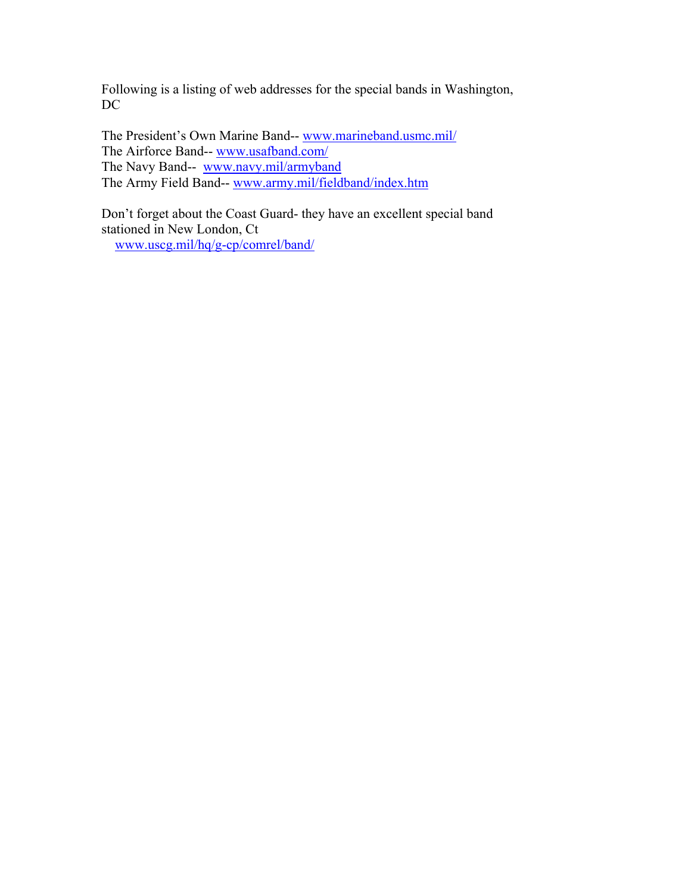Following is a listing of web addresses for the special bands in Washington, DC

The President's Own Marine Band-- www.marineband.usmc.mil/
The Airforce Band-- www.usafband.com/
The Navy Band-- www.navy.mil/armyband
The Army Field Band-- www.army.mil/fieldband/index.htm

Don't forget about the Coast Guard- they have an excellent special band stationed in New London, Ct
www.uscg.mil/hq/g-cp/comrel/band/